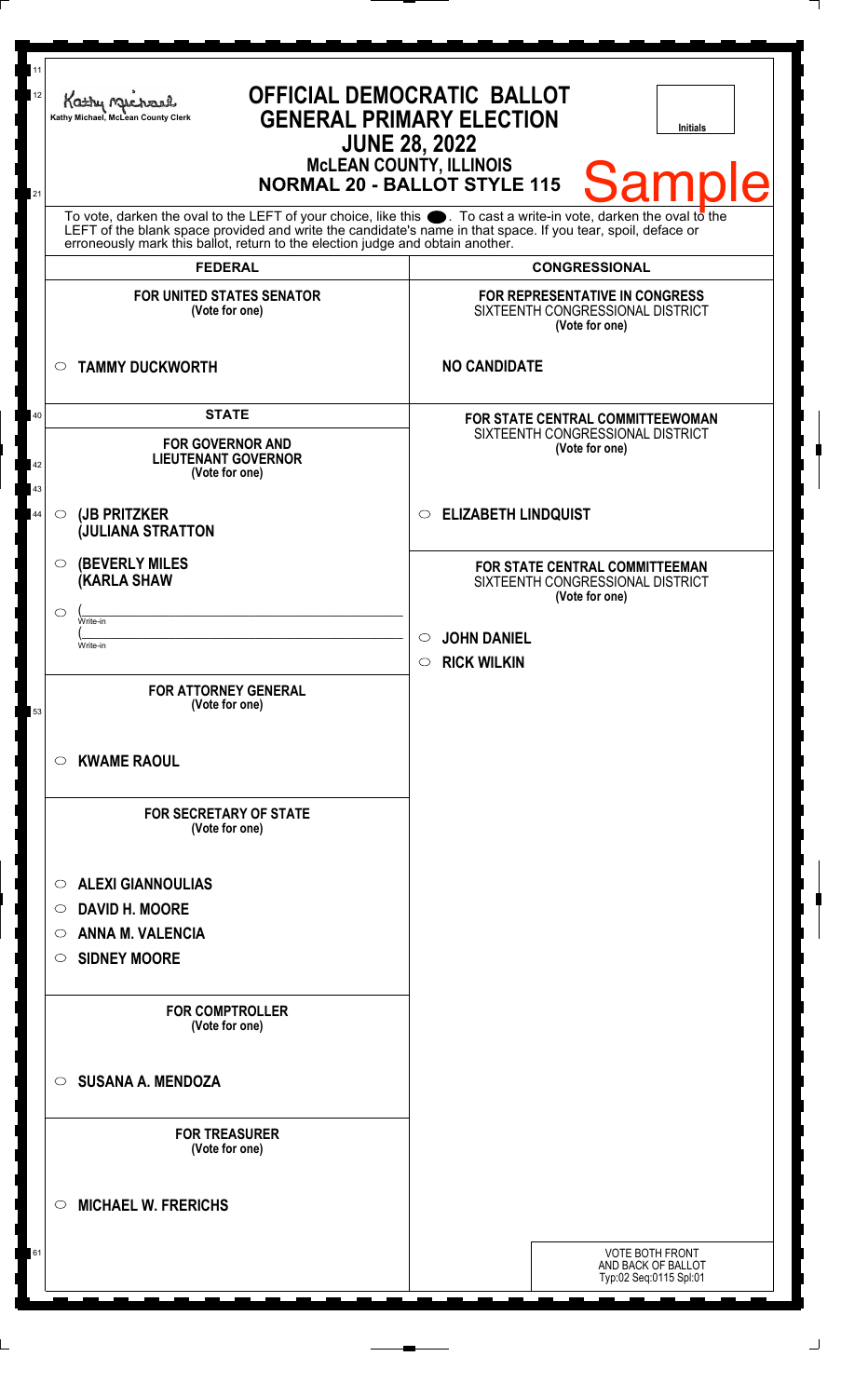Kathy Michael, McLean County Clerk

# OFFICIAL DEMOCRATIC BALLOT
## GENERAL PRIMARY ELECTION
## JUNE 28, 2022
### McLEAN COUNTY, ILLINOIS
### NORMAL 20 - BALLOT STYLE 115

Initials

Sample

To vote, darken the oval to the LEFT of your choice, like this ●. To cast a write-in vote, darken the oval to the LEFT of the blank space provided and write the candidate's name in that space. If you tear, spoil, deface or erroneously mark this ballot, return to the election judge and obtain another.

## FEDERAL

**FOR UNITED STATES SENATOR**
(Vote for one)

○ **TAMMY DUCKWORTH**

## STATE

**FOR GOVERNOR AND LIEUTENANT GOVERNOR**
(Vote for one)

○ **(JB PRITZKER**
**(JULIANA STRATTON**

○ **(BEVERLY MILES**
**(KARLA SHAW**

○ (\_\_\_\_\_\_\_\_\_\_\_\_\_\_\_\_\_\_\_\_
Write-in
(\_\_\_\_\_\_\_\_\_\_\_\_\_\_\_\_\_\_\_\_
Write-in

**FOR ATTORNEY GENERAL**
(Vote for one)

○ **KWAME RAOUL**

**FOR SECRETARY OF STATE**
(Vote for one)

○ **ALEXI GIANNOULIAS**
○ **DAVID H. MOORE**
○ **ANNA M. VALENCIA**
○ **SIDNEY MOORE**

**FOR COMPTROLLER**
(Vote for one)

○ **SUSANA A. MENDOZA**

**FOR TREASURER**
(Vote for one)

○ **MICHAEL W. FRERICHS**

## CONGRESSIONAL

**FOR REPRESENTATIVE IN CONGRESS**
SIXTEENTH CONGRESSIONAL DISTRICT
(Vote for one)

**NO CANDIDATE**

**FOR STATE CENTRAL COMMITTEEWOMAN**
SIXTEENTH CONGRESSIONAL DISTRICT
(Vote for one)

○ **ELIZABETH LINDQUIST**

**FOR STATE CENTRAL COMMITTEEMAN**
SIXTEENTH CONGRESSIONAL DISTRICT
(Vote for one)

○ **JOHN DANIEL**
○ **RICK WILKIN**

VOTE BOTH FRONT AND BACK OF BALLOT
Typ:02 Seq:0115 Spl:01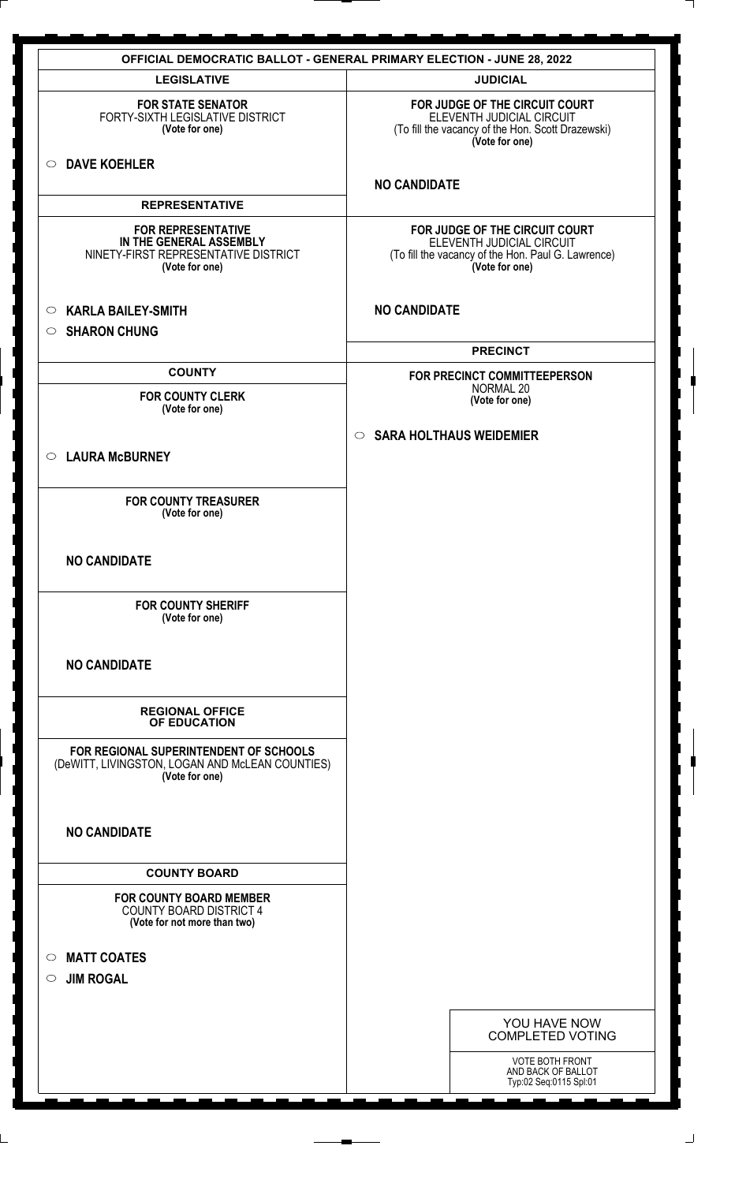# OFFICIAL DEMOCRATIC BALLOT - GENERAL PRIMARY ELECTION - JUNE 28, 2022

## LEGISLATIVE

**FOR STATE SENATOR**
FORTY-SIXTH LEGISLATIVE DISTRICT
**(Vote for one)**

- ○ **DAVE KOEHLER**

## REPRESENTATIVE

**FOR REPRESENTATIVE IN THE GENERAL ASSEMBLY**
NINETY-FIRST REPRESENTATIVE DISTRICT
**(Vote for one)**

- ○ **KARLA BAILEY-SMITH**
- ○ **SHARON CHUNG**

## COUNTY

**FOR COUNTY CLERK**
**(Vote for one)**

- ○ **LAURA McBURNEY**

**FOR COUNTY TREASURER**
**(Vote for one)**

**NO CANDIDATE**

**FOR COUNTY SHERIFF**
**(Vote for one)**

**NO CANDIDATE**

## REGIONAL OFFICE OF EDUCATION

**FOR REGIONAL SUPERINTENDENT OF SCHOOLS**
(DeWITT, LIVINGSTON, LOGAN AND McLEAN COUNTIES)
**(Vote for one)**

**NO CANDIDATE**

## COUNTY BOARD

**FOR COUNTY BOARD MEMBER**
COUNTY BOARD DISTRICT 4
**(Vote for not more than two)**

- ○ **MATT COATES**
- ○ **JIM ROGAL**

## JUDICIAL

**FOR JUDGE OF THE CIRCUIT COURT**
ELEVENTH JUDICIAL CIRCUIT
(To fill the vacancy of the Hon. Scott Drazewski)
**(Vote for one)**

**NO CANDIDATE**

**FOR JUDGE OF THE CIRCUIT COURT**
ELEVENTH JUDICIAL CIRCUIT
(To fill the vacancy of the Hon. Paul G. Lawrence)
**(Vote for one)**

**NO CANDIDATE**

## PRECINCT

**FOR PRECINCT COMMITTEEPERSON**
NORMAL 20
**(Vote for one)**

- ○ **SARA HOLTHAUS WEIDEMIER**

YOU HAVE NOW COMPLETED VOTING

VOTE BOTH FRONT AND BACK OF BALLOT
Typ:02 Seq:0115 Spl:01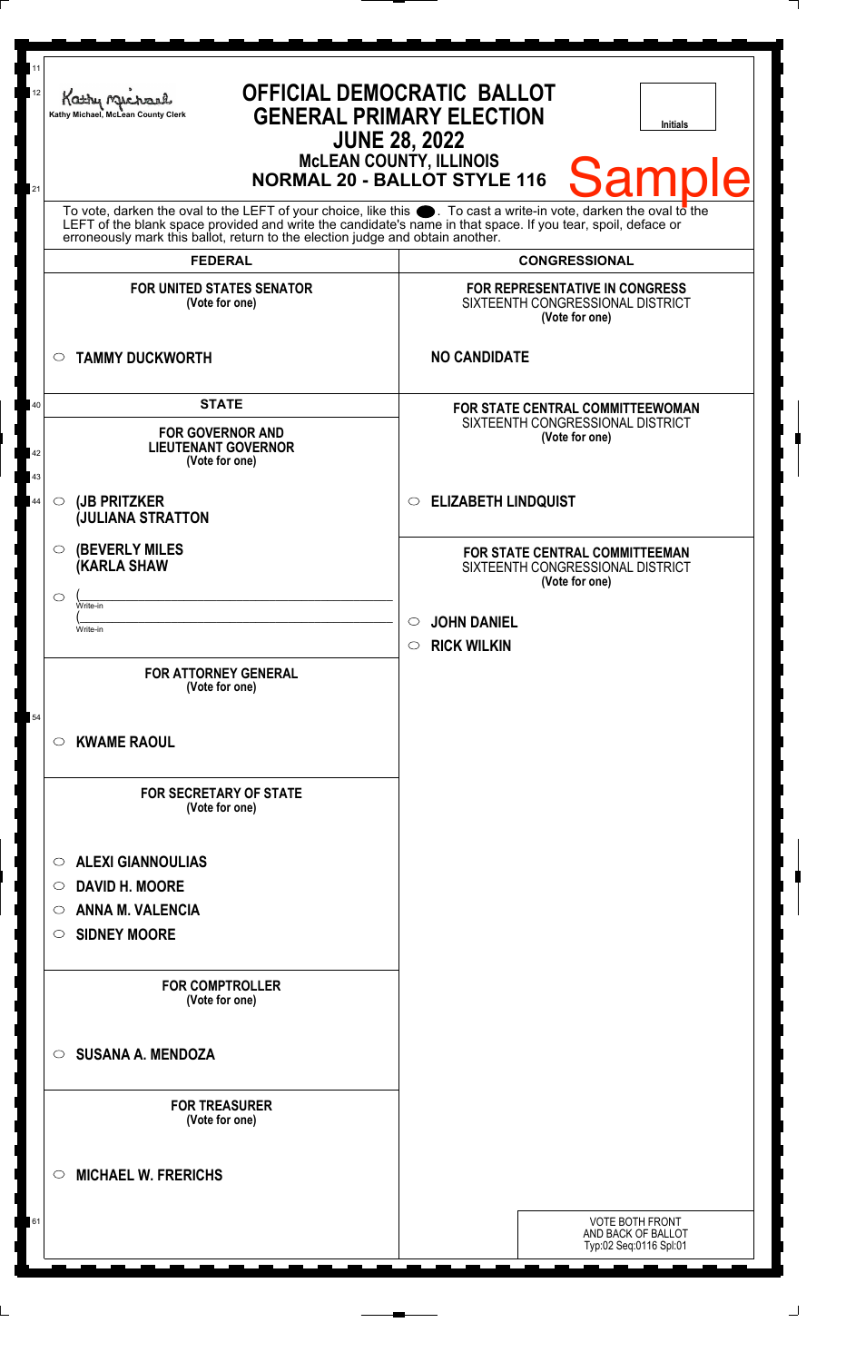Kathy Michael, McLean County Clerk

# OFFICIAL DEMOCRATIC BALLOT
## GENERAL PRIMARY ELECTION
## JUNE 28, 2022
### McLEAN COUNTY, ILLINOIS
### NORMAL 20 - BALLOT STYLE 116

Initials

Sample

To vote, darken the oval to the LEFT of your choice, like this ●. To cast a write-in vote, darken the oval to the LEFT of the blank space provided and write the candidate's name in that space. If you tear, spoil, deface or erroneously mark this ballot, return to the election judge and obtain another.

## FEDERAL

**FOR UNITED STATES SENATOR**
(Vote for one)

○ **TAMMY DUCKWORTH**

## STATE

**FOR GOVERNOR AND LIEUTENANT GOVERNOR**
(Vote for one)

○ **(JB PRITZKER**
**(JULIANA STRATTON**

○ **(BEVERLY MILES**
**(KARLA SHAW**

○ (______________________
Write-in
(______________________
Write-in

**FOR ATTORNEY GENERAL**
(Vote for one)

○ **KWAME RAOUL**

**FOR SECRETARY OF STATE**
(Vote for one)

○ **ALEXI GIANNOULIAS**
○ **DAVID H. MOORE**
○ **ANNA M. VALENCIA**
○ **SIDNEY MOORE**

**FOR COMPTROLLER**
(Vote for one)

○ **SUSANA A. MENDOZA**

**FOR TREASURER**
(Vote for one)

○ **MICHAEL W. FRERICHS**

## CONGRESSIONAL

**FOR REPRESENTATIVE IN CONGRESS**
SIXTEENTH CONGRESSIONAL DISTRICT
(Vote for one)

**NO CANDIDATE**

**FOR STATE CENTRAL COMMITTEEWOMAN**
SIXTEENTH CONGRESSIONAL DISTRICT
(Vote for one)

○ **ELIZABETH LINDQUIST**

**FOR STATE CENTRAL COMMITTEEMAN**
SIXTEENTH CONGRESSIONAL DISTRICT
(Vote for one)

○ **JOHN DANIEL**
○ **RICK WILKIN**

VOTE BOTH FRONT AND BACK OF BALLOT
Typ:02 Seq:0116 Spl:01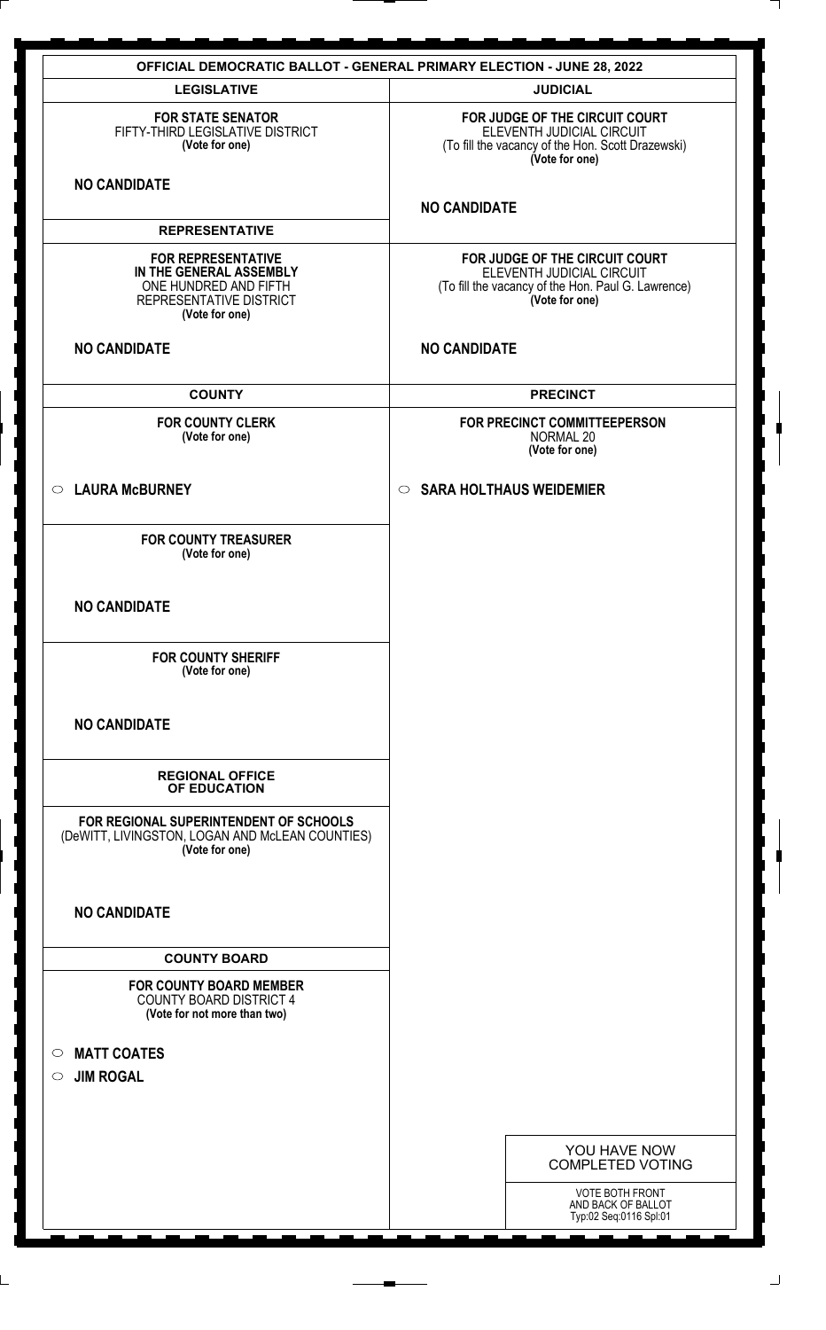# OFFICIAL DEMOCRATIC BALLOT - GENERAL PRIMARY ELECTION - JUNE 28, 2022

## LEGISLATIVE

**FOR STATE SENATOR**
FIFTY-THIRD LEGISLATIVE DISTRICT
**(Vote for one)**

**NO CANDIDATE**

## REPRESENTATIVE

**FOR REPRESENTATIVE IN THE GENERAL ASSEMBLY**
ONE HUNDRED AND FIFTH REPRESENTATIVE DISTRICT
**(Vote for one)**

**NO CANDIDATE**

## COUNTY

**FOR COUNTY CLERK**
**(Vote for one)**

- ○ **LAURA McBURNEY**

**FOR COUNTY TREASURER**
**(Vote for one)**

**NO CANDIDATE**

**FOR COUNTY SHERIFF**
**(Vote for one)**

**NO CANDIDATE**

## REGIONAL OFFICE OF EDUCATION

**FOR REGIONAL SUPERINTENDENT OF SCHOOLS**
(DeWITT, LIVINGSTON, LOGAN AND McLEAN COUNTIES)
**(Vote for one)**

**NO CANDIDATE**

## COUNTY BOARD

**FOR COUNTY BOARD MEMBER**
COUNTY BOARD DISTRICT 4
**(Vote for not more than two)**

- ○ **MATT COATES**
- ○ **JIM ROGAL**

## JUDICIAL

**FOR JUDGE OF THE CIRCUIT COURT**
ELEVENTH JUDICIAL CIRCUIT
(To fill the vacancy of the Hon. Scott Drazewski)
**(Vote for one)**

**NO CANDIDATE**

**FOR JUDGE OF THE CIRCUIT COURT**
ELEVENTH JUDICIAL CIRCUIT
(To fill the vacancy of the Hon. Paul G. Lawrence)
**(Vote for one)**

**NO CANDIDATE**

## PRECINCT

**FOR PRECINCT COMMITTEEPERSON**
NORMAL 20
**(Vote for one)**

- ○ **SARA HOLTHAUS WEIDEMIER**

YOU HAVE NOW COMPLETED VOTING

VOTE BOTH FRONT AND BACK OF BALLOT
Typ:02 Seq:0116 Spl:01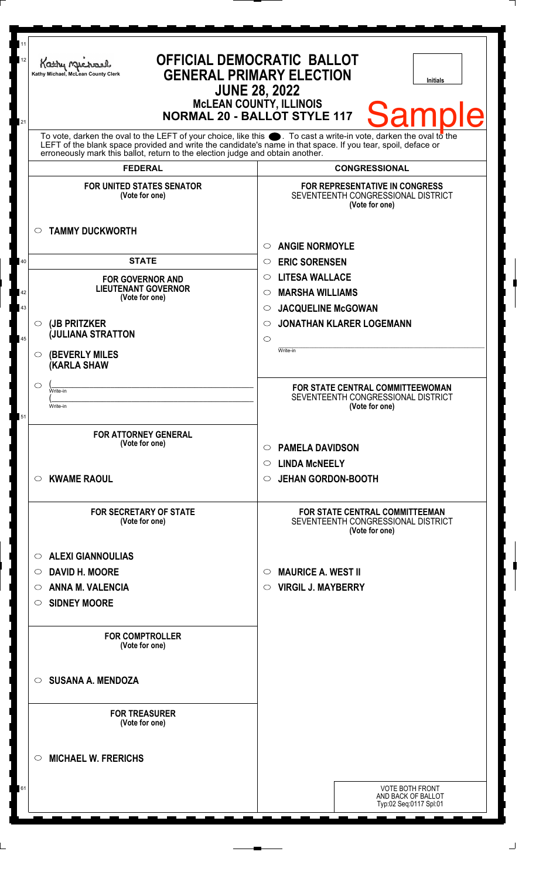Kathy Michael, McLean County Clerk

# OFFICIAL DEMOCRATIC BALLOT
## GENERAL PRIMARY ELECTION
## JUNE 28, 2022
### McLEAN COUNTY, ILLINOIS
### NORMAL 20 - BALLOT STYLE 117

Initials

Sample

To vote, darken the oval to the LEFT of your choice, like this ●. To cast a write-in vote, darken the oval to the LEFT of the blank space provided and write the candidate's name in that space. If you tear, spoil, deface or erroneously mark this ballot, return to the election judge and obtain another.

## FEDERAL

**FOR UNITED STATES SENATOR**
**(Vote for one)**

○ **TAMMY DUCKWORTH**

## STATE

**FOR GOVERNOR AND LIEUTENANT GOVERNOR**
**(Vote for one)**

○ **(JB PRITZKER (JULIANA STRATTON**

○ **(BEVERLY MILES (KARLA SHAW**

○ (______________ Write-in
(______________ Write-in

**FOR ATTORNEY GENERAL**
**(Vote for one)**

○ **KWAME RAOUL**

**FOR SECRETARY OF STATE**
**(Vote for one)**

○ **ALEXI GIANNOULIAS**
○ **DAVID H. MOORE**
○ **ANNA M. VALENCIA**
○ **SIDNEY MOORE**

**FOR COMPTROLLER**
**(Vote for one)**

○ **SUSANA A. MENDOZA**

**FOR TREASURER**
**(Vote for one)**

○ **MICHAEL W. FRERICHS**

## CONGRESSIONAL

**FOR REPRESENTATIVE IN CONGRESS**
SEVENTEENTH CONGRESSIONAL DISTRICT
**(Vote for one)**

○ **ANGIE NORMOYLE**
○ **ERIC SORENSEN**
○ **LITESA WALLACE**
○ **MARSHA WILLIAMS**
○ **JACQUELINE McGOWAN**
○ **JONATHAN KLARER LOGEMANN**
○ ______________ Write-in

**FOR STATE CENTRAL COMMITTEEWOMAN**
SEVENTEENTH CONGRESSIONAL DISTRICT
**(Vote for one)**

○ **PAMELA DAVIDSON**
○ **LINDA McNEELY**
○ **JEHAN GORDON-BOOTH**

**FOR STATE CENTRAL COMMITTEEMAN**
SEVENTEENTH CONGRESSIONAL DISTRICT
**(Vote for one)**

○ **MAURICE A. WEST II**
○ **VIRGIL J. MAYBERRY**

VOTE BOTH FRONT AND BACK OF BALLOT
Typ:02 Seq:0117 Spl:01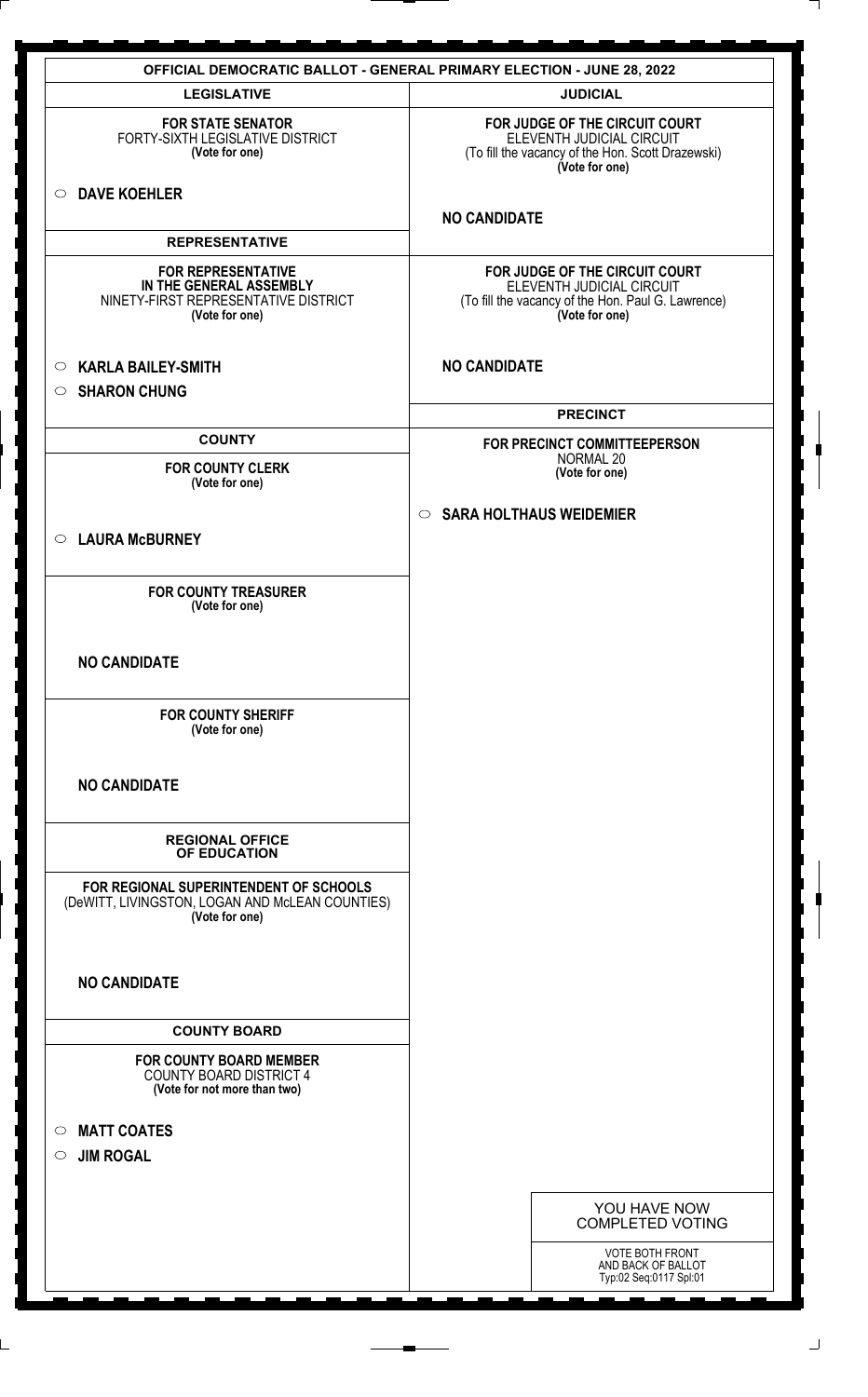# OFFICIAL DEMOCRATIC BALLOT - GENERAL PRIMARY ELECTION - JUNE 28, 2022

## LEGISLATIVE

**FOR STATE SENATOR**
FORTY-SIXTH LEGISLATIVE DISTRICT
**(Vote for one)**

○ **DAVE KOEHLER**

## REPRESENTATIVE

**FOR REPRESENTATIVE IN THE GENERAL ASSEMBLY**
NINETY-FIRST REPRESENTATIVE DISTRICT
**(Vote for one)**

○ **KARLA BAILEY-SMITH**
○ **SHARON CHUNG**

## COUNTY

**FOR COUNTY CLERK**
**(Vote for one)**

○ **LAURA McBURNEY**

**FOR COUNTY TREASURER**
**(Vote for one)**

**NO CANDIDATE**

**FOR COUNTY SHERIFF**
**(Vote for one)**

**NO CANDIDATE**

## REGIONAL OFFICE OF EDUCATION

**FOR REGIONAL SUPERINTENDENT OF SCHOOLS**
(DeWITT, LIVINGSTON, LOGAN AND McLEAN COUNTIES)
**(Vote for one)**

**NO CANDIDATE**

## COUNTY BOARD

**FOR COUNTY BOARD MEMBER**
COUNTY BOARD DISTRICT 4
**(Vote for not more than two)**

○ **MATT COATES**
○ **JIM ROGAL**

## JUDICIAL

**FOR JUDGE OF THE CIRCUIT COURT**
ELEVENTH JUDICIAL CIRCUIT
(To fill the vacancy of the Hon. Scott Drazewski)
**(Vote for one)**

**NO CANDIDATE**

**FOR JUDGE OF THE CIRCUIT COURT**
ELEVENTH JUDICIAL CIRCUIT
(To fill the vacancy of the Hon. Paul G. Lawrence)
**(Vote for one)**

**NO CANDIDATE**

## PRECINCT

**FOR PRECINCT COMMITTEEPERSON**
NORMAL 20
**(Vote for one)**

○ **SARA HOLTHAUS WEIDEMIER**

YOU HAVE NOW COMPLETED VOTING

VOTE BOTH FRONT AND BACK OF BALLOT
Typ:02 Seq:0117 Spl:01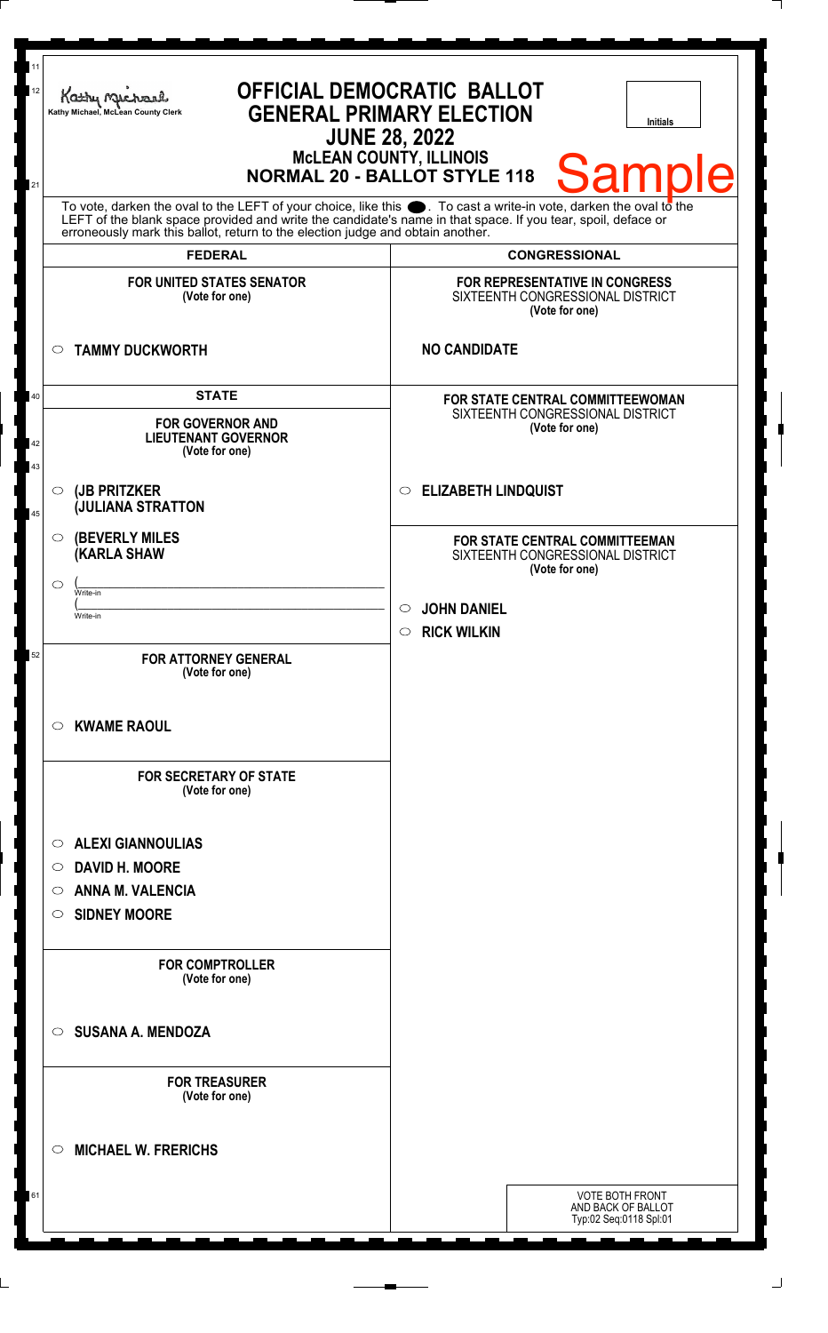Kathy Michael, McLean County Clerk

# OFFICIAL DEMOCRATIC BALLOT
## GENERAL PRIMARY ELECTION
## JUNE 28, 2022
### McLEAN COUNTY, ILLINOIS
### NORMAL 20 - BALLOT STYLE 118

Initials

Sample

To vote, darken the oval to the LEFT of your choice, like this ●. To cast a write-in vote, darken the oval to the LEFT of the blank space provided and write the candidate's name in that space. If you tear, spoil, deface or erroneously mark this ballot, return to the election judge and obtain another.

## FEDERAL

**FOR UNITED STATES SENATOR**
(Vote for one)

○ **TAMMY DUCKWORTH**

## STATE

**FOR GOVERNOR AND LIEUTENANT GOVERNOR**
(Vote for one)

○ **(JB PRITZKER**
**(JULIANA STRATTON**

○ **(BEVERLY MILES**
**(KARLA SHAW**

○ (\_\_\_\_\_\_\_\_\_\_\_\_\_\_\_\_\_\_\_\_
Write-in
(\_\_\_\_\_\_\_\_\_\_\_\_\_\_\_\_\_\_\_\_
Write-in

**FOR ATTORNEY GENERAL**
(Vote for one)

○ **KWAME RAOUL**

**FOR SECRETARY OF STATE**
(Vote for one)

○ **ALEXI GIANNOULIAS**
○ **DAVID H. MOORE**
○ **ANNA M. VALENCIA**
○ **SIDNEY MOORE**

**FOR COMPTROLLER**
(Vote for one)

○ **SUSANA A. MENDOZA**

**FOR TREASURER**
(Vote for one)

○ **MICHAEL W. FRERICHS**

## CONGRESSIONAL

**FOR REPRESENTATIVE IN CONGRESS**
SIXTEENTH CONGRESSIONAL DISTRICT
(Vote for one)

**NO CANDIDATE**

**FOR STATE CENTRAL COMMITTEEWOMAN**
SIXTEENTH CONGRESSIONAL DISTRICT
(Vote for one)

○ **ELIZABETH LINDQUIST**

**FOR STATE CENTRAL COMMITTEEMAN**
SIXTEENTH CONGRESSIONAL DISTRICT
(Vote for one)

○ **JOHN DANIEL**
○ **RICK WILKIN**

VOTE BOTH FRONT AND BACK OF BALLOT
Typ:02 Seq:0118 Spl:01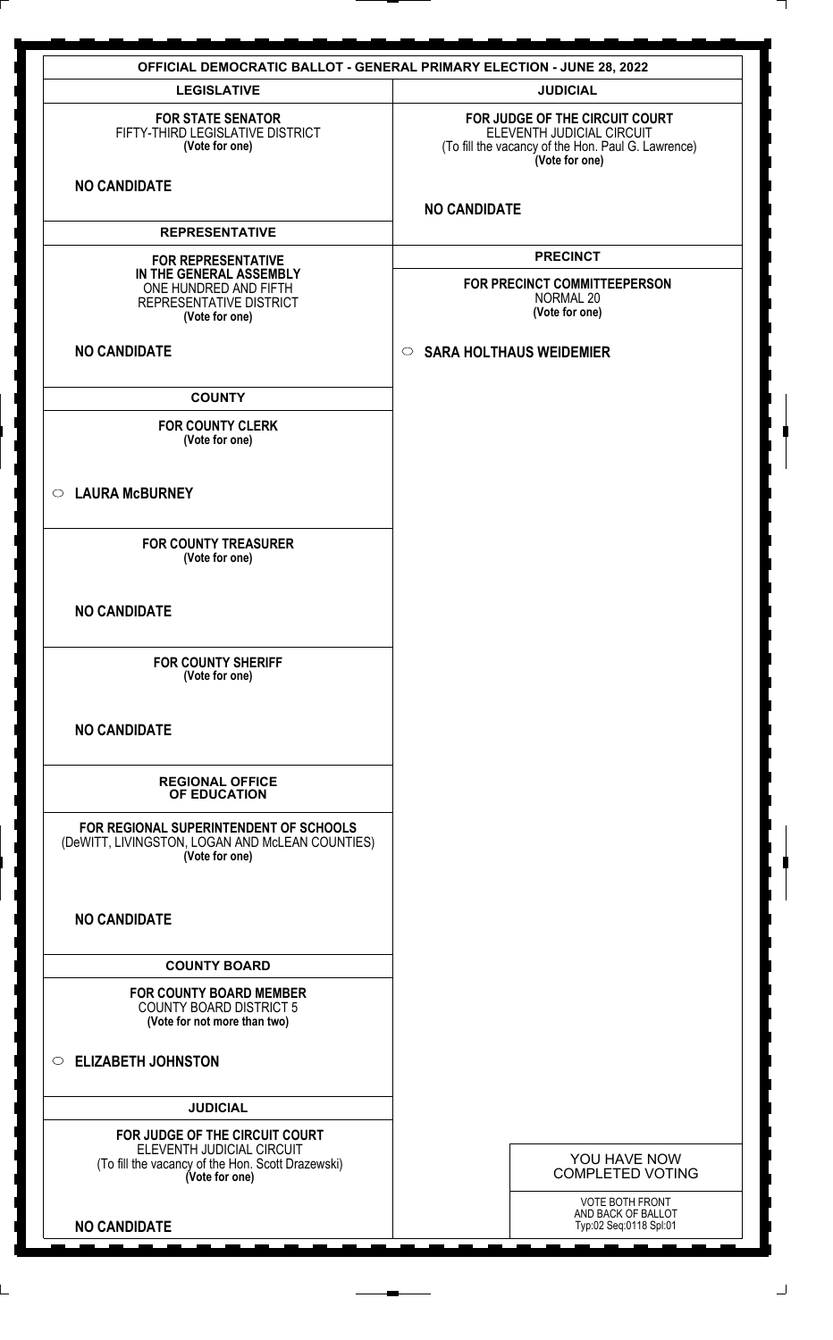# OFFICIAL DEMOCRATIC BALLOT - GENERAL PRIMARY ELECTION - JUNE 28, 2022

## LEGISLATIVE

**FOR STATE SENATOR**
FIFTY-THIRD LEGISLATIVE DISTRICT
**(Vote for one)**

**NO CANDIDATE**

## REPRESENTATIVE

**FOR REPRESENTATIVE IN THE GENERAL ASSEMBLY**
ONE HUNDRED AND FIFTH REPRESENTATIVE DISTRICT
**(Vote for one)**

**NO CANDIDATE**

## COUNTY

**FOR COUNTY CLERK**
**(Vote for one)**

○ **LAURA McBURNEY**

**FOR COUNTY TREASURER**
**(Vote for one)**

**NO CANDIDATE**

**FOR COUNTY SHERIFF**
**(Vote for one)**

**NO CANDIDATE**

## REGIONAL OFFICE OF EDUCATION

**FOR REGIONAL SUPERINTENDENT OF SCHOOLS**
(DeWITT, LIVINGSTON, LOGAN AND McLEAN COUNTIES)
**(Vote for one)**

**NO CANDIDATE**

## COUNTY BOARD

**FOR COUNTY BOARD MEMBER**
COUNTY BOARD DISTRICT 5
**(Vote for not more than two)**

○ **ELIZABETH JOHNSTON**

## JUDICIAL

**FOR JUDGE OF THE CIRCUIT COURT**
ELEVENTH JUDICIAL CIRCUIT
(To fill the vacancy of the Hon. Scott Drazewski)
**(Vote for one)**

**NO CANDIDATE**

## JUDICIAL

**FOR JUDGE OF THE CIRCUIT COURT**
ELEVENTH JUDICIAL CIRCUIT
(To fill the vacancy of the Hon. Paul G. Lawrence)
**(Vote for one)**

**NO CANDIDATE**

## PRECINCT

**FOR PRECINCT COMMITTEEPERSON**
NORMAL 20
**(Vote for one)**

○ **SARA HOLTHAUS WEIDEMIER**

YOU HAVE NOW COMPLETED VOTING

VOTE BOTH FRONT AND BACK OF BALLOT
Typ:02 Seq:0118 Spl:01